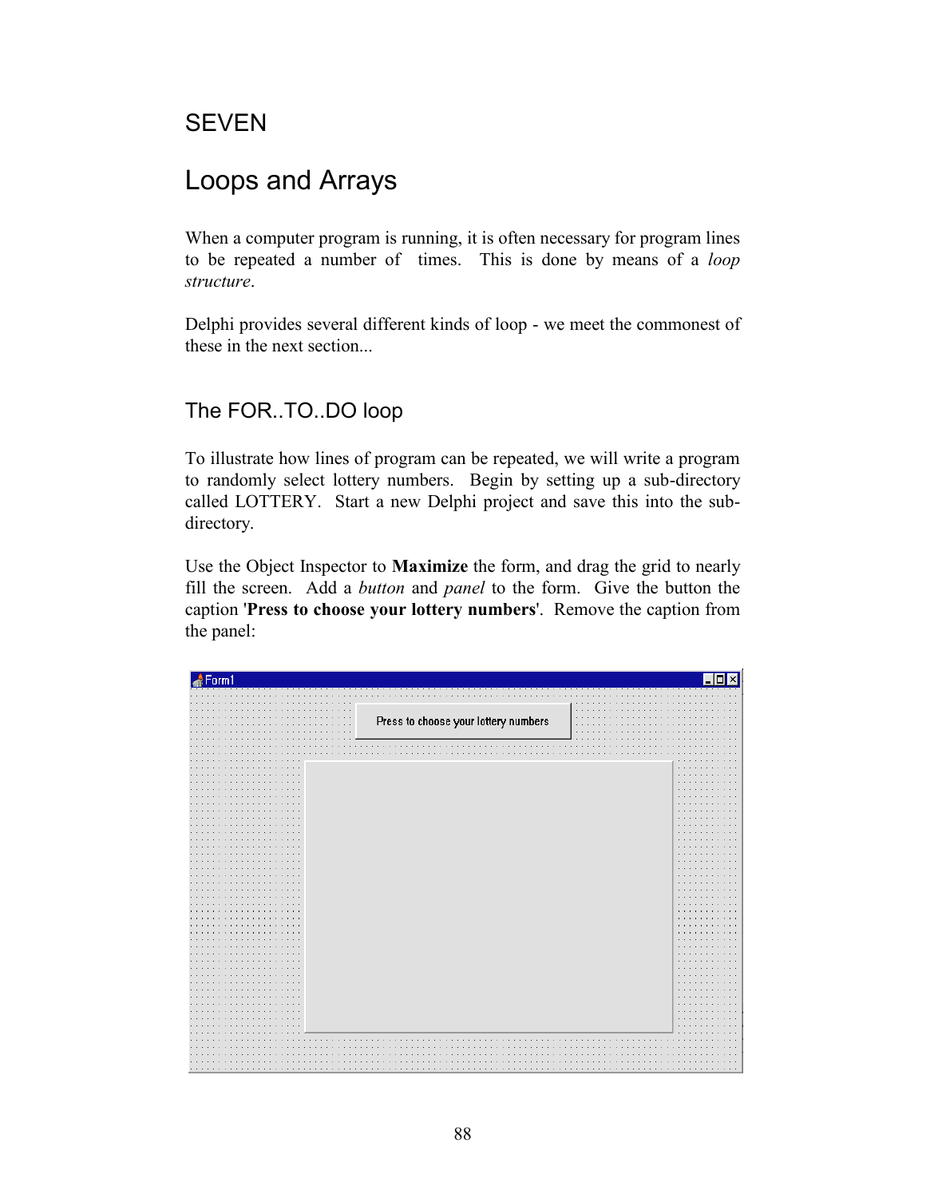# SEVEN

# Loops and Arrays

When a computer program is running, it is often necessary for program lines to be repeated a number of times. This is done by means of a *loop structure*.

Delphi provides several different kinds of loop - we meet the commonest of these in the next section...

## The FOR..TO..DO loop

To illustrate how lines of program can be repeated, we will write a program to randomly select lottery numbers. Begin by setting up a sub-directory called LOTTERY. Start a new Delphi project and save this into the sub-directory.

Use the Object Inspector to **Maximize** the form, and drag the grid to nearly fill the screen. Add a *button* and *panel* to the form. Give the button the caption '**Press to choose your lottery numbers**'. Remove the caption from the panel: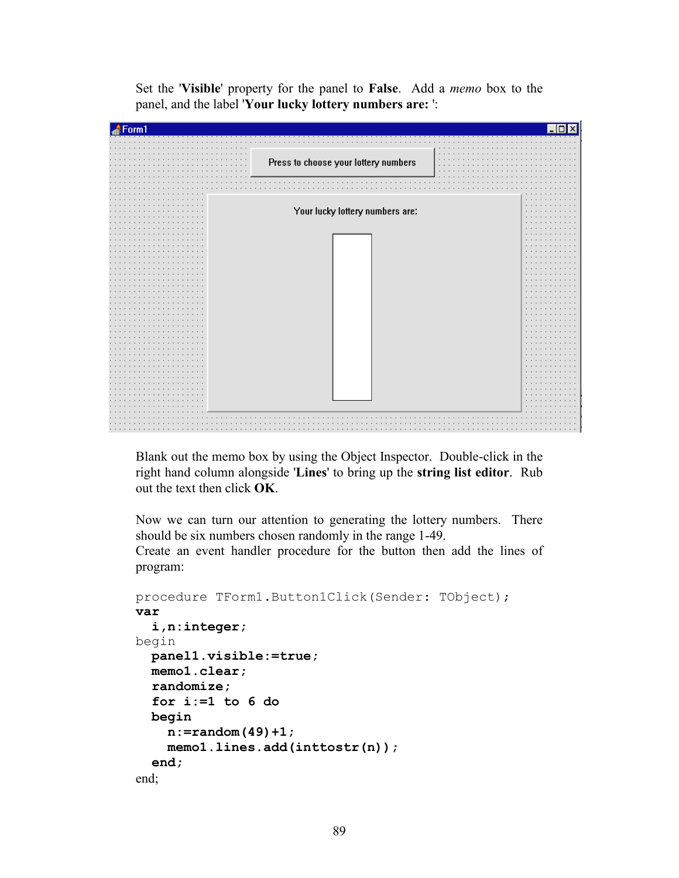Set the '**Visible**' property for the panel to **False**. Add a *memo* box to the panel, and the label '**Your lucky lottery numbers are:** ':

Blank out the memo box by using the Object Inspector. Double-click in the right hand column alongside '**Lines**' to bring up the **string list editor**. Rub out the text then click **OK**.

Now we can turn our attention to generating the lottery numbers. There should be six numbers chosen randomly in the range 1-49.
Create an event handler procedure for the button then add the lines of program:

```
procedure TForm1.Button1Click(Sender: TObject);
var
  i,n:integer;
begin
  panel1.visible:=true;
  memo1.clear;
  randomize;
  for i:=1 to 6 do
  begin
    n:=random(49)+1;
    memo1.lines.add(inttostr(n));
  end;
end;
```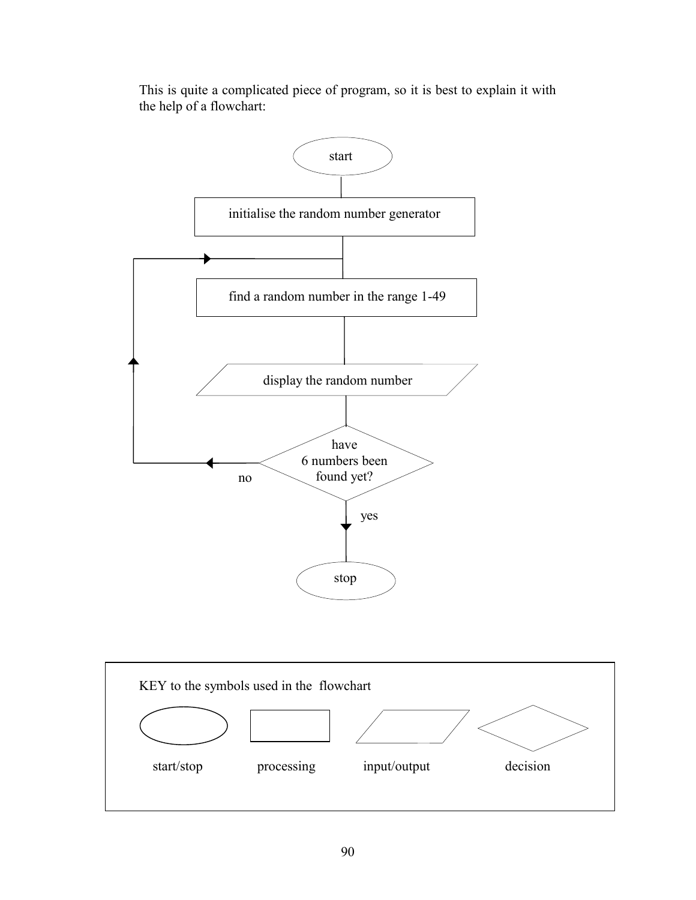This is quite a complicated piece of program, so it is best to explain it with the help of a flowchart:

start

initialise the random number generator

find a random number in the range 1-49

display the random number

have 6 numbers been found yet?

no

yes

stop

KEY to the symbols used in the flowchart

start/stop

processing

input/output

decision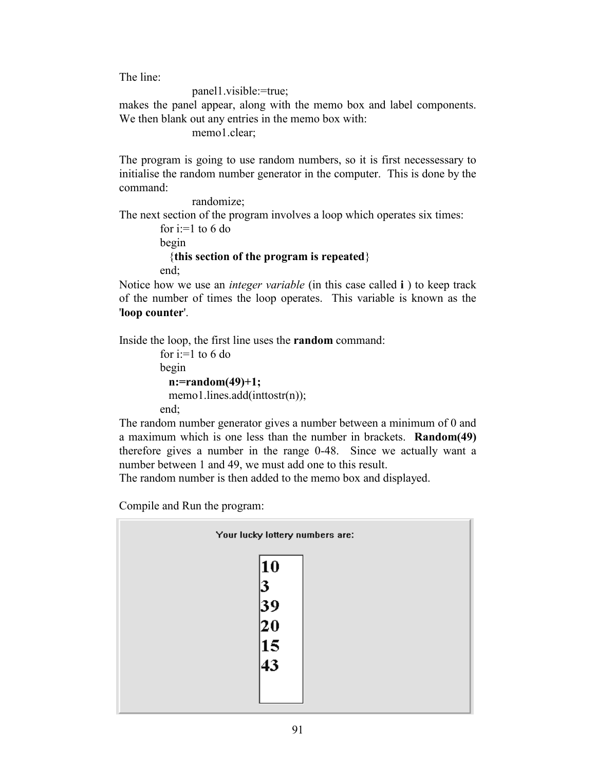The line:

```
panel1.visible:=true;
```

makes the panel appear, along with the memo box and label components. We then blank out any entries in the memo box with:

```
memo1.clear;
```

The program is going to use random numbers, so it is first necessessary to initialise the random number generator in the computer. This is done by the command:

```
randomize;
```

The next section of the program involves a loop which operates six times:

```
for i:=1 to 6 do
begin
  {this section of the program is repeated}
end;
```

Notice how we use an *integer variable* (in this case called **i** ) to keep track of the number of times the loop operates. This variable is known as the '**loop counter**'.

Inside the loop, the first line uses the **random** command:

```
for i:=1 to 6 do
begin
  n:=random(49)+1;
  memo1.lines.add(inttostr(n));
end;
```

The random number generator gives a number between a minimum of 0 and a maximum which is one less than the number in brackets. **Random(49)** therefore gives a number in the range 0-48. Since we actually want a number between 1 and 49, we must add one to this result.
The random number is then added to the memo box and displayed.

Compile and Run the program:

Your lucky lottery numbers are:

10
3
39
20
15
43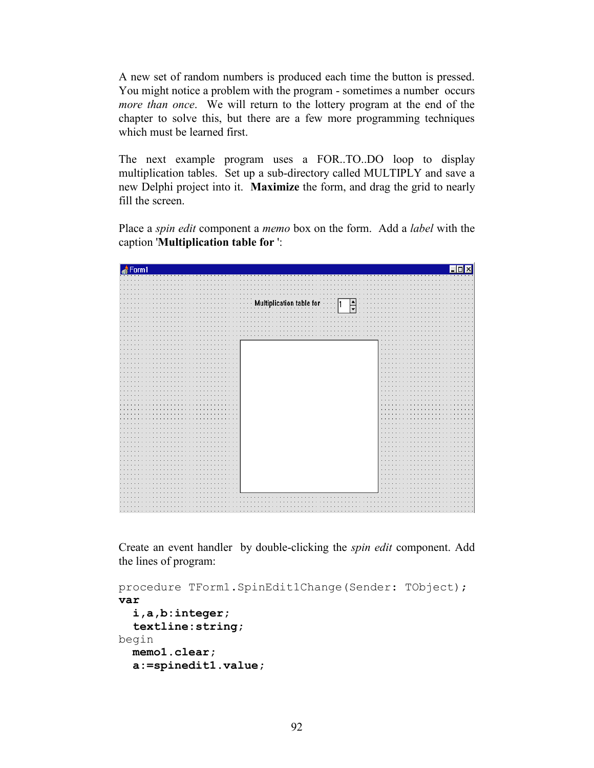A new set of random numbers is produced each time the button is pressed. You might notice a problem with the program - sometimes a number occurs *more than once*. We will return to the lottery program at the end of the chapter to solve this, but there are a few more programming techniques which must be learned first.

The next example program uses a FOR..TO..DO loop to display multiplication tables. Set up a sub-directory called MULTIPLY and save a new Delphi project into it. **Maximize** the form, and drag the grid to nearly fill the screen.

Place a *spin edit* component a *memo* box on the form. Add a *label* with the caption '**Multiplication table for** ':

Create an event handler by double-clicking the *spin edit* component. Add the lines of program:

```
procedure TForm1.SpinEdit1Change(Sender: TObject);
var
  i,a,b:integer;
  textline:string;
begin
  memo1.clear;
  a:=spinedit1.value;
```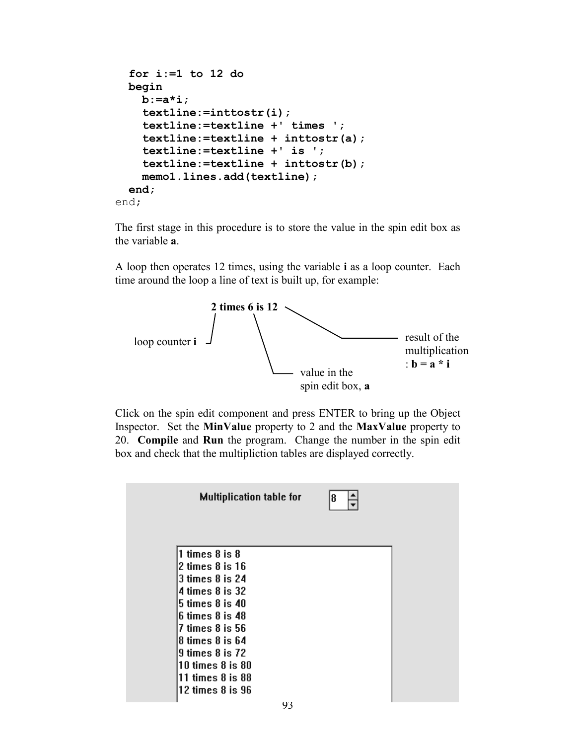```
  for i:=1 to 12 do
  begin
    b:=a*i;
    textline:=inttostr(i);
    textline:=textline +' times ';
    textline:=textline + inttostr(a);
    textline:=textline +' is ';
    textline:=textline + inttostr(b);
    memo1.lines.add(textline);
  end;
end;
```

The first stage in this procedure is to store the value in the spin edit box as the variable **a**.

A loop then operates 12 times, using the variable **i** as a loop counter. Each time around the loop a line of text is built up, for example:

**2 times 6 is 12**

- loop counter **i**
- value in the spin edit box, **a**
- result of the multiplication : **b = a * i**

Click on the spin edit component and press ENTER to bring up the Object Inspector. Set the **MinValue** property to 2 and the **MaxValue** property to 20. **Compile** and **Run** the program. Change the number in the spin edit box and check that the multipliction tables are displayed correctly.

Multiplication table for 8

```
1 times 8 is 8
2 times 8 is 16
3 times 8 is 24
4 times 8 is 32
5 times 8 is 40
6 times 8 is 48
7 times 8 is 56
8 times 8 is 64
9 times 8 is 72
10 times 8 is 80
11 times 8 is 88
12 times 8 is 96
```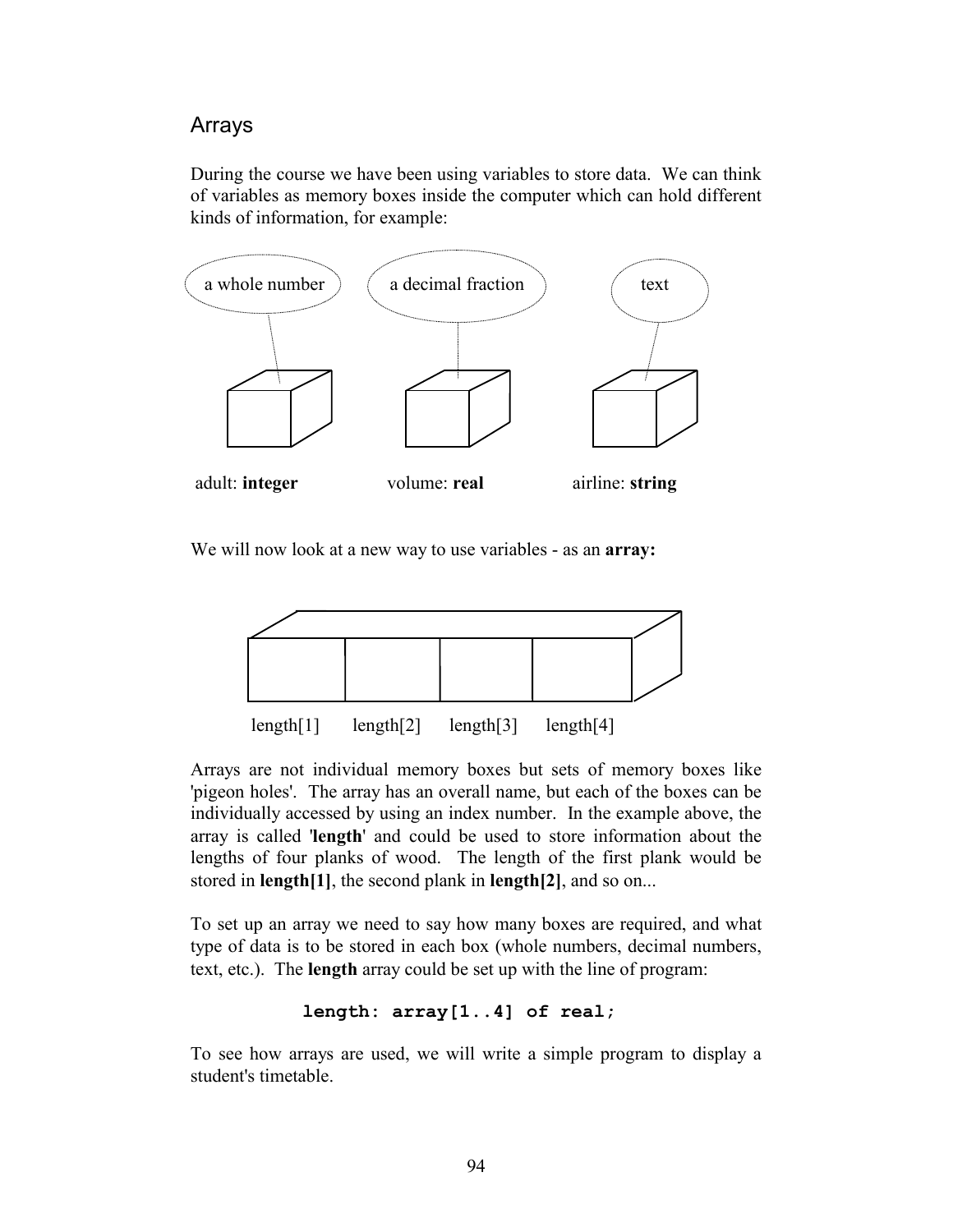## Arrays

During the course we have been using variables to store data. We can think of variables as memory boxes inside the computer which can hold different kinds of information, for example:

a whole number — adult: **integer**

a decimal fraction — volume: **real**

text — airline: **string**

We will now look at a new way to use variables - as an **array:**

length[1] length[2] length[3] length[4]

Arrays are not individual memory boxes but sets of memory boxes like 'pigeon holes'. The array has an overall name, but each of the boxes can be individually accessed by using an index number. In the example above, the array is called '**length**' and could be used to store information about the lengths of four planks of wood. The length of the first plank would be stored in **length[1]**, the second plank in **length[2]**, and so on...

To set up an array we need to say how many boxes are required, and what type of data is to be stored in each box (whole numbers, decimal numbers, text, etc.). The **length** array could be set up with the line of program:

```
length: array[1..4] of real;
```

To see how arrays are used, we will write a simple program to display a student's timetable.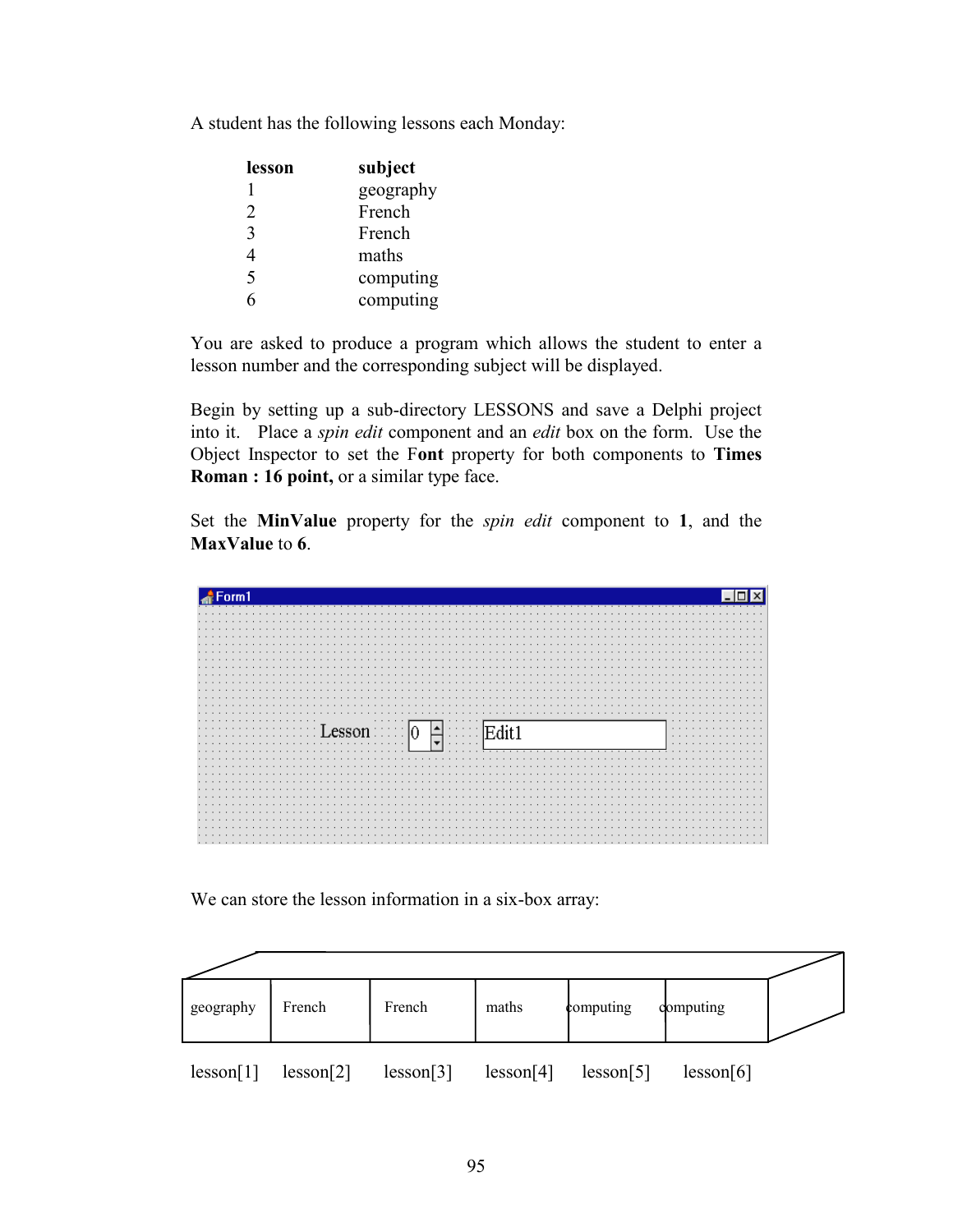A student has the following lessons each Monday:

| lesson | subject |
|---|---|
| 1 | geography |
| 2 | French |
| 3 | French |
| 4 | maths |
| 5 | computing |
| 6 | computing |

You are asked to produce a program which allows the student to enter a lesson number and the corresponding subject will be displayed.

Begin by setting up a sub-directory LESSONS and save a Delphi project into it. Place a *spin edit* component and an *edit* box on the form. Use the Object Inspector to set the F**ont** property for both components to **Times Roman : 16 point,** or a similar type face.

Set the **MinValue** property for the *spin edit* component to **1**, and the **MaxValue** to **6**.

We can store the lesson information in a six-box array:

| geography | French | French | maths | computing | computing |
|---|---|---|---|---|---|
| lesson[1] | lesson[2] | lesson[3] | lesson[4] | lesson[5] | lesson[6] |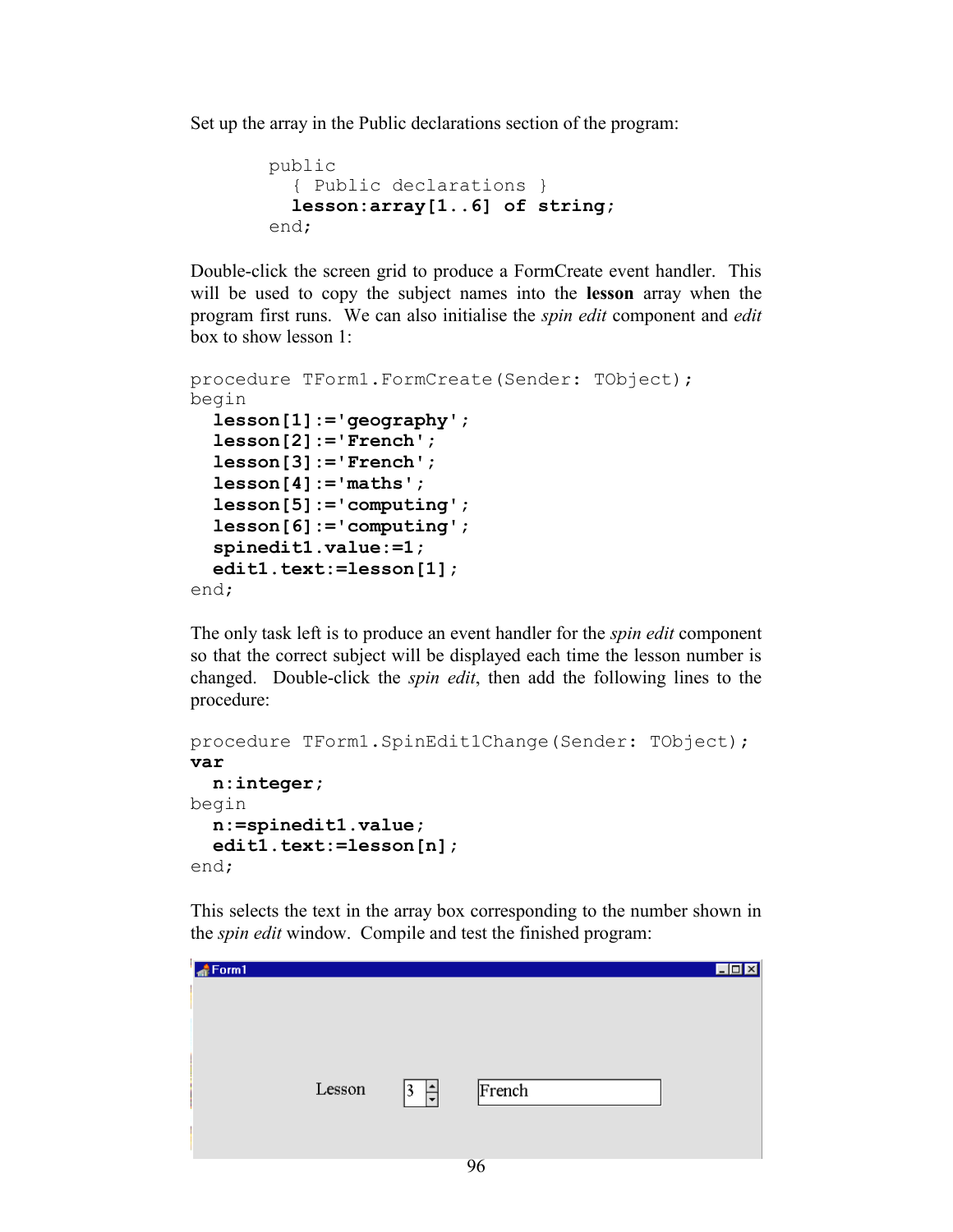Set up the array in the Public declarations section of the program:

```
public
  { Public declarations }
  lesson:array[1..6] of string;
end;
```

Double-click the screen grid to produce a FormCreate event handler. This will be used to copy the subject names into the **lesson** array when the program first runs. We can also initialise the *spin edit* component and *edit* box to show lesson 1:

```
procedure TForm1.FormCreate(Sender: TObject);
begin
  lesson[1]:='geography';
  lesson[2]:='French';
  lesson[3]:='French';
  lesson[4]:='maths';
  lesson[5]:='computing';
  lesson[6]:='computing';
  spinedit1.value:=1;
  edit1.text:=lesson[1];
end;
```

The only task left is to produce an event handler for the *spin edit* component so that the correct subject will be displayed each time the lesson number is changed. Double-click the *spin edit*, then add the following lines to the procedure:

```
procedure TForm1.SpinEdit1Change(Sender: TObject);
var
  n:integer;
begin
  n:=spinedit1.value;
  edit1.text:=lesson[n];
end;
```

This selects the text in the array box corresponding to the number shown in the *spin edit* window. Compile and test the finished program:

Form1

Lesson 3 French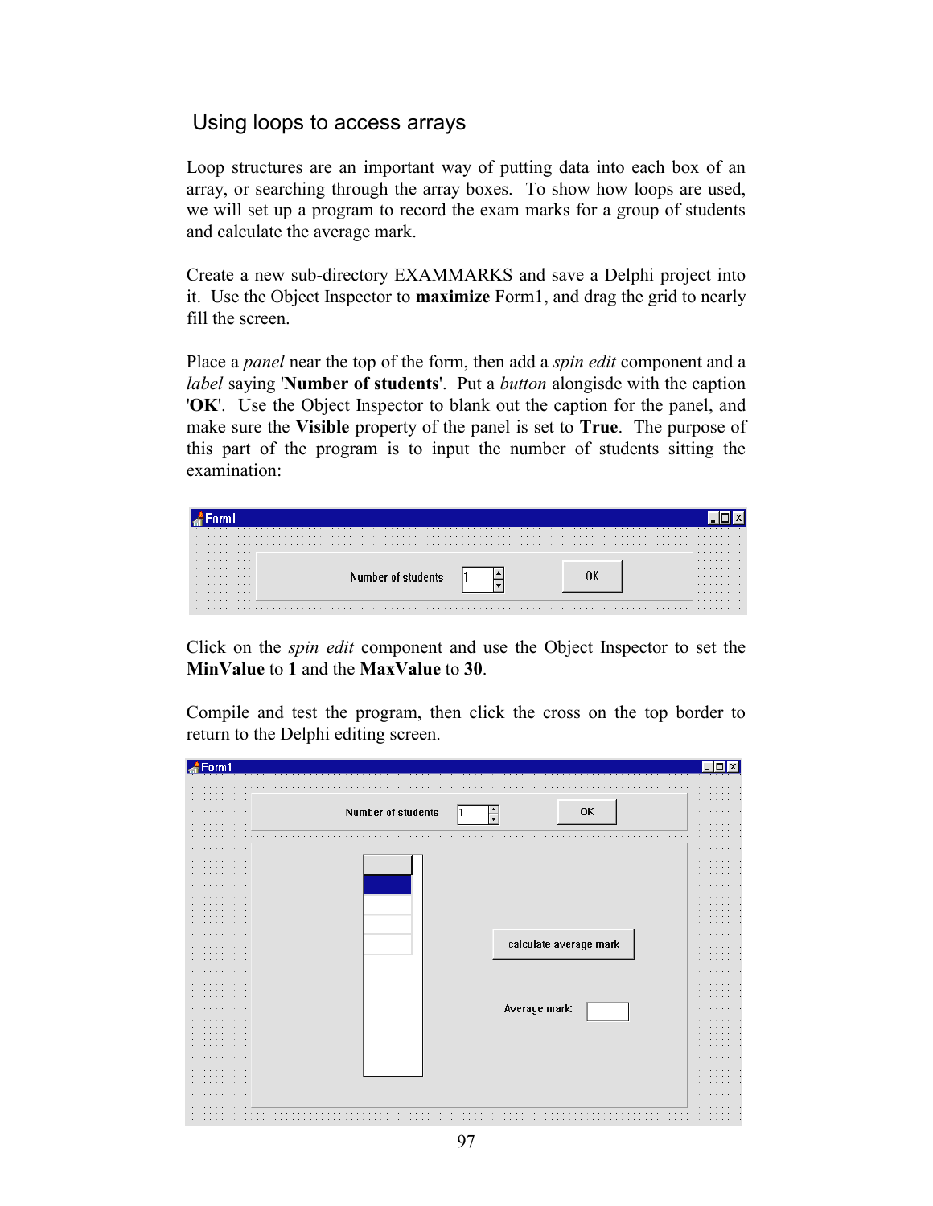## Using loops to access arrays

Loop structures are an important way of putting data into each box of an array, or searching through the array boxes. To show how loops are used, we will set up a program to record the exam marks for a group of students and calculate the average mark.

Create a new sub-directory EXAMMARKS and save a Delphi project into it. Use the Object Inspector to **maximize** Form1, and drag the grid to nearly fill the screen.

Place a *panel* near the top of the form, then add a *spin edit* component and a *label* saying '**Number of students**'. Put a *button* alongisde with the caption '**OK**'. Use the Object Inspector to blank out the caption for the panel, and make sure the **Visible** property of the panel is set to **True**. The purpose of this part of the program is to input the number of students sitting the examination:

Click on the *spin edit* component and use the Object Inspector to set the **MinValue** to **1** and the **MaxValue** to **30**.

Compile and test the program, then click the cross on the top border to return to the Delphi editing screen.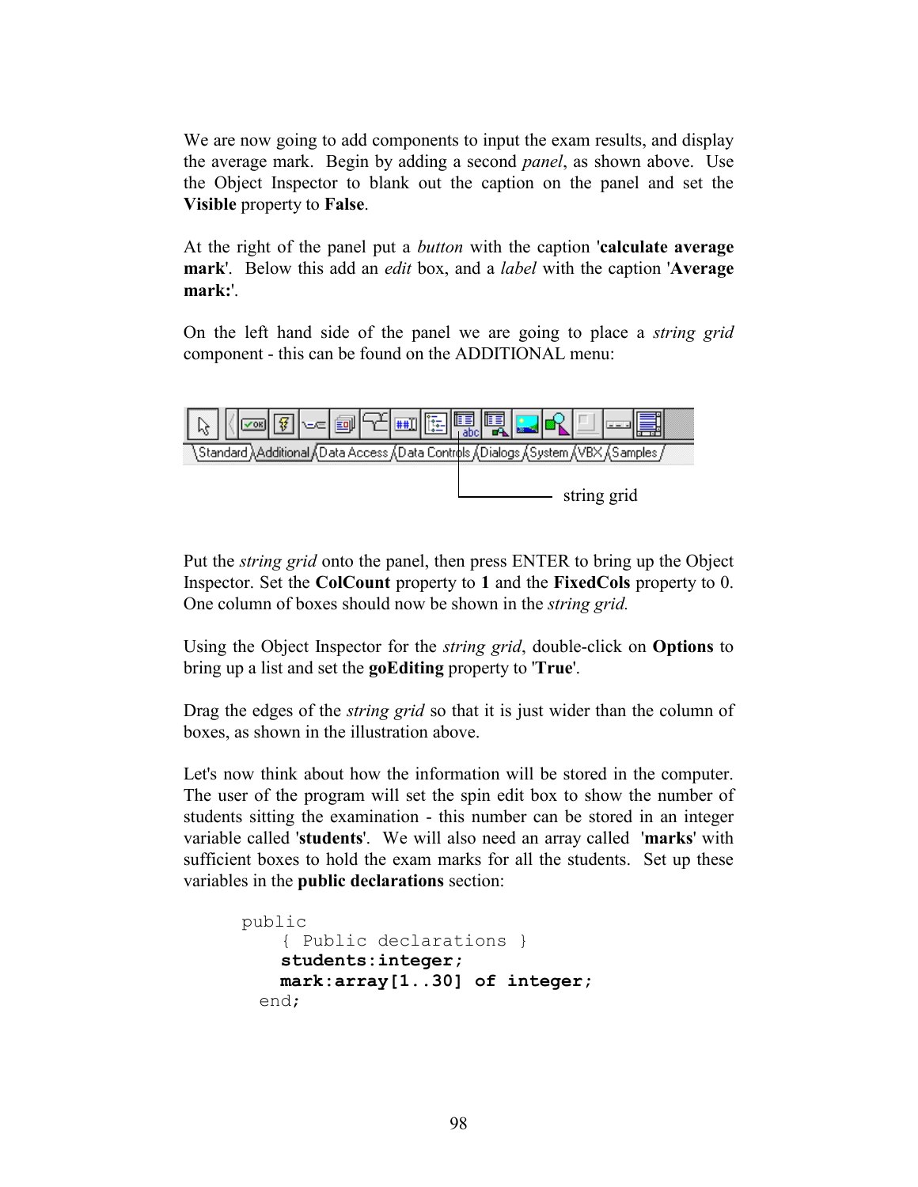We are now going to add components to input the exam results, and display the average mark. Begin by adding a second *panel*, as shown above. Use the Object Inspector to blank out the caption on the panel and set the **Visible** property to **False**.

At the right of the panel put a *button* with the caption '**calculate average mark**'. Below this add an *edit* box, and a *label* with the caption '**Average mark:**'.

On the left hand side of the panel we are going to place a *string grid* component - this can be found on the ADDITIONAL menu:

string grid

Put the *string grid* onto the panel, then press ENTER to bring up the Object Inspector. Set the **ColCount** property to **1** and the **FixedCols** property to 0. One column of boxes should now be shown in the *string grid.*

Using the Object Inspector for the *string grid*, double-click on **Options** to bring up a list and set the **goEditing** property to '**True**'.

Drag the edges of the *string grid* so that it is just wider than the column of boxes, as shown in the illustration above.

Let's now think about how the information will be stored in the computer. The user of the program will set the spin edit box to show the number of students sitting the examination - this number can be stored in an integer variable called '**students**'. We will also need an array called '**marks**' with sufficient boxes to hold the exam marks for all the students. Set up these variables in the **public declarations** section:

```
public
    { Public declarations }
    students:integer;
    mark:array[1..30] of integer;
  end;
```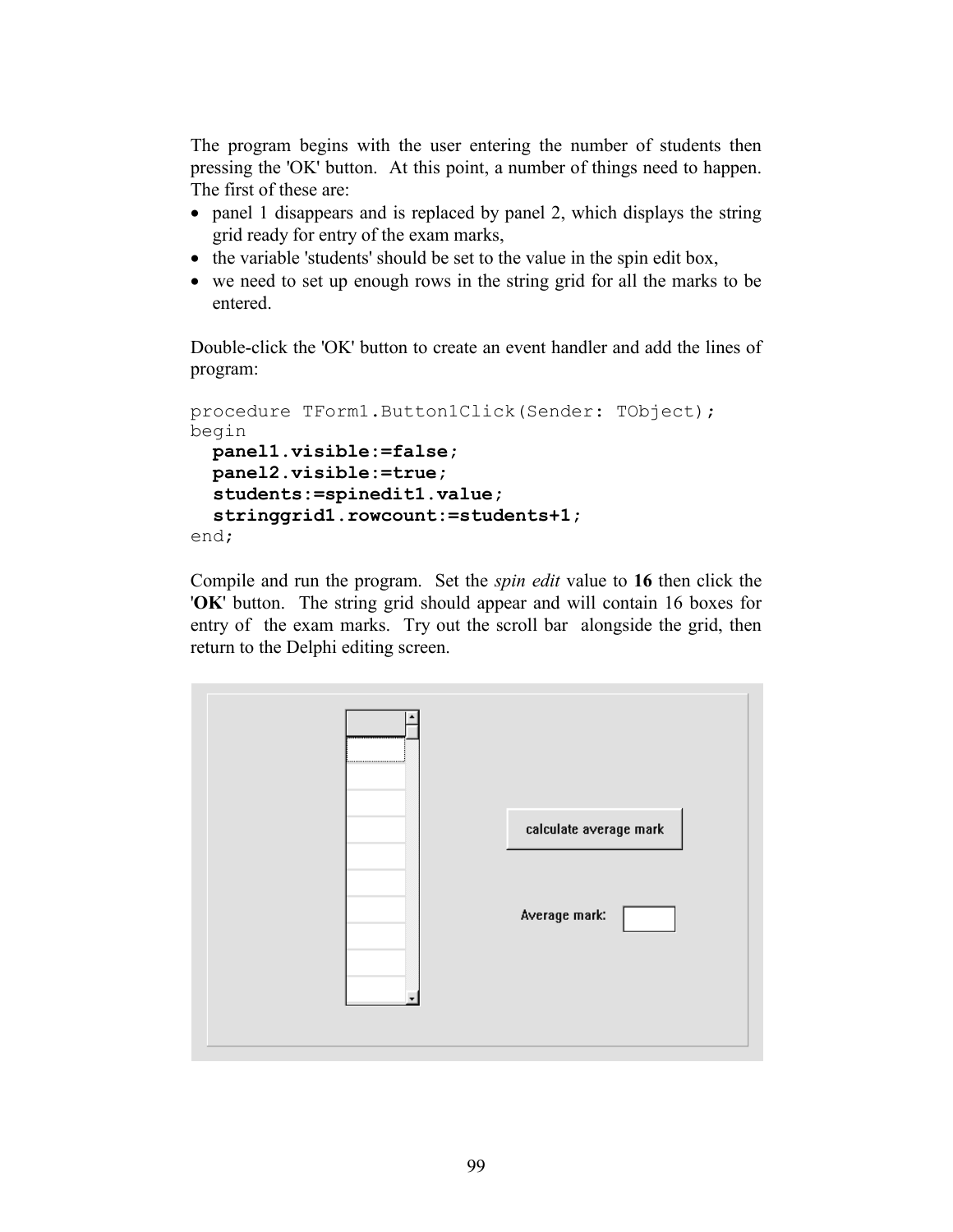The program begins with the user entering the number of students then pressing the 'OK' button. At this point, a number of things need to happen. The first of these are:

- panel 1 disappears and is replaced by panel 2, which displays the string grid ready for entry of the exam marks,
- the variable 'students' should be set to the value in the spin edit box,
- we need to set up enough rows in the string grid for all the marks to be entered.

Double-click the 'OK' button to create an event handler and add the lines of program:

```
procedure TForm1.Button1Click(Sender: TObject);
begin
  panel1.visible:=false;
  panel2.visible:=true;
  students:=spinedit1.value;
  stringgrid1.rowcount:=students+1;
end;
```

Compile and run the program. Set the *spin edit* value to **16** then click the '**OK**' button. The string grid should appear and will contain 16 boxes for entry of the exam marks. Try out the scroll bar alongside the grid, then return to the Delphi editing screen.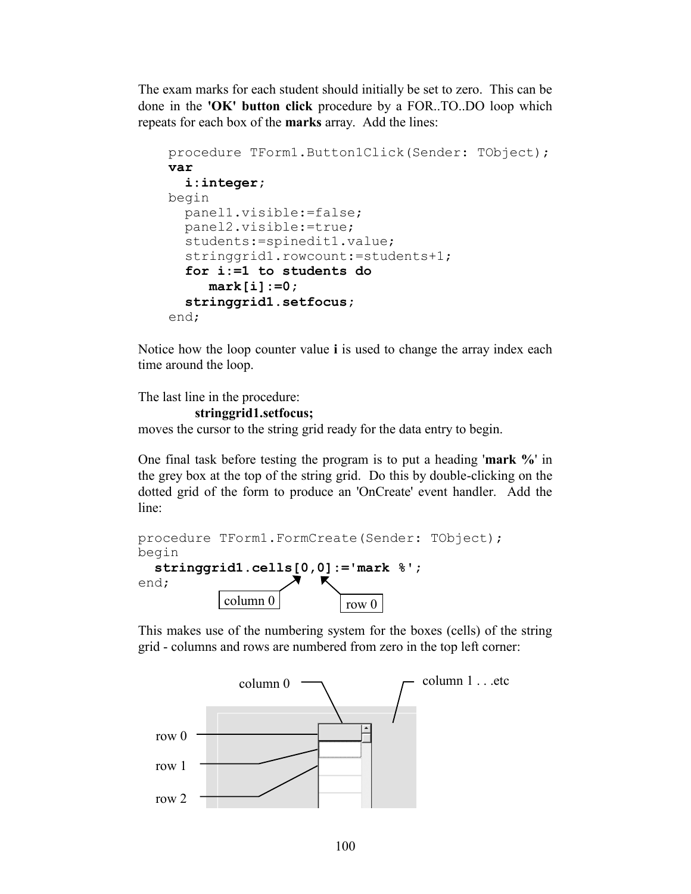The exam marks for each student should initially be set to zero. This can be done in the **'OK' button click** procedure by a FOR..TO..DO loop which repeats for each box of the **marks** array. Add the lines:

```
procedure TForm1.Button1Click(Sender: TObject);
var
  i:integer;
begin
  panel1.visible:=false;
  panel2.visible:=true;
  students:=spinedit1.value;
  stringgrid1.rowcount:=students+1;
  for i:=1 to students do
     mark[i]:=0;
  stringgrid1.setfocus;
end;
```

Notice how the loop counter value **i** is used to change the array index each time around the loop.

The last line in the procedure:

**stringgrid1.setfocus;**

moves the cursor to the string grid ready for the data entry to begin.

One final task before testing the program is to put a heading '**mark %**' in the grey box at the top of the string grid. Do this by double-clicking on the dotted grid of the form to produce an 'OnCreate' event handler. Add the line:

```
procedure TForm1.FormCreate(Sender: TObject);
begin
  stringgrid1.cells[0,0]:='mark %';
end;
```

column 0 &nbsp;&nbsp;&nbsp; row 0

This makes use of the numbering system for the boxes (cells) of the string grid - columns and rows are numbered from zero in the top left corner:

column 0 &nbsp;&nbsp;&nbsp; column 1 . . .etc

row 0

row 1

row 2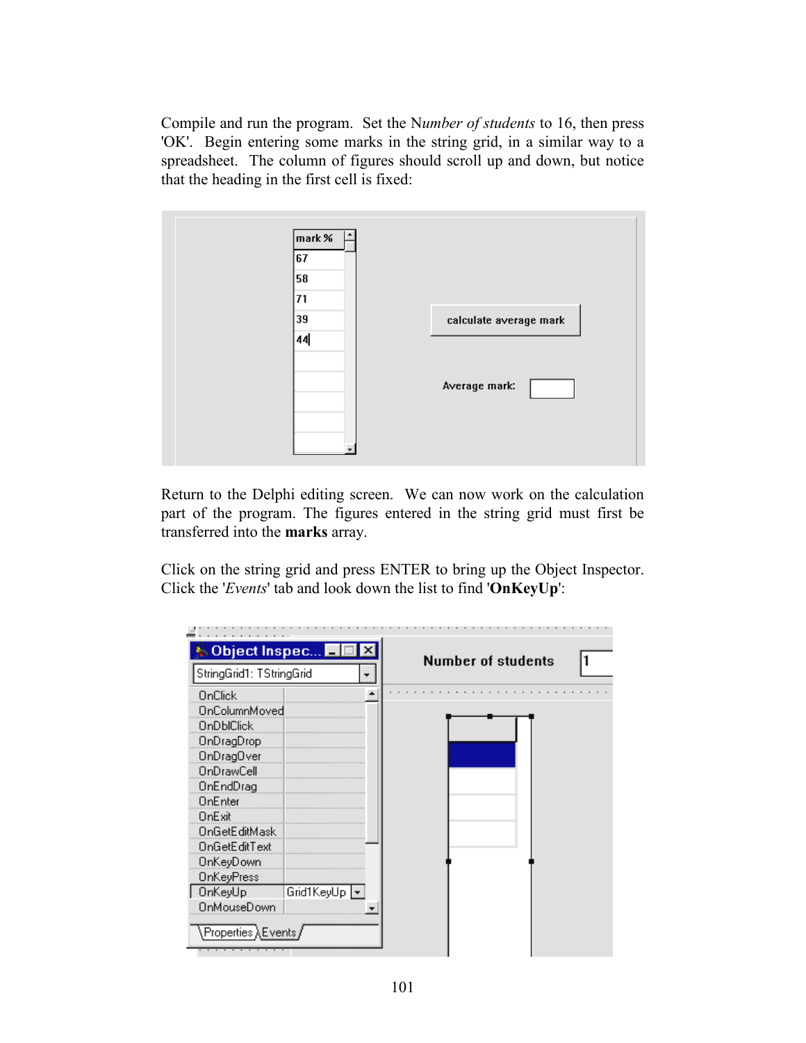Compile and run the program. Set the N*umber of students* to 16, then press 'OK'. Begin entering some marks in the string grid, in a similar way to a spreadsheet. The column of figures should scroll up and down, but notice that the heading in the first cell is fixed:

Return to the Delphi editing screen. We can now work on the calculation part of the program. The figures entered in the string grid must first be transferred into the **marks** array.

Click on the string grid and press ENTER to bring up the Object Inspector. Click the '*Events*' tab and look down the list to find '**OnKeyUp**':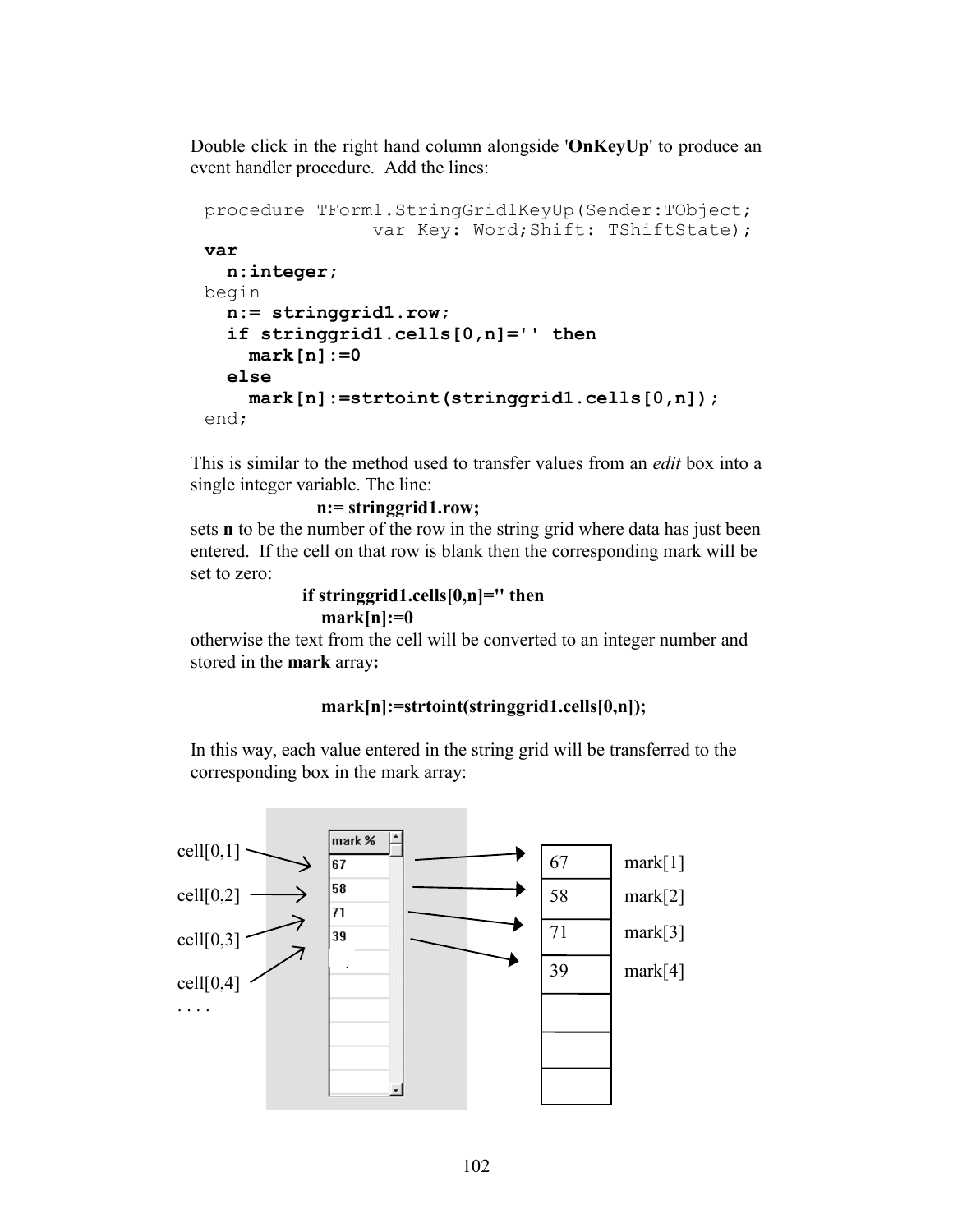Double click in the right hand column alongside '**OnKeyUp**' to produce an event handler procedure. Add the lines:

```
procedure TForm1.StringGrid1KeyUp(Sender:TObject;
               var Key: Word;Shift: TShiftState);
var
  n:integer;
begin
  n:= stringgrid1.row;
  if stringgrid1.cells[0,n]='' then
    mark[n]:=0
  else
    mark[n]:=strtoint(stringgrid1.cells[0,n]);
end;
```

This is similar to the method used to transfer values from an *edit* box into a single integer variable. The line:

**n:= stringgrid1.row;**

sets **n** to be the number of the row in the string grid where data has just been entered. If the cell on that row is blank then the corresponding mark will be set to zero:

**if stringgrid1.cells[0,n]='' then**
**mark[n]:=0**

otherwise the text from the cell will be converted to an integer number and stored in the **mark** array**:**

**mark[n]:=strtoint(stringgrid1.cells[0,n]);**

In this way, each value entered in the string grid will be transferred to the corresponding box in the mark array:

| String grid cell | mark % | mark array |
|---|---|---|
| cell[0,1] | 67 | mark[1] |
| cell[0,2] | 58 | mark[2] |
| cell[0,3] | 71 | mark[3] |
| cell[0,4] | 39 | mark[4] |
| . . . | | |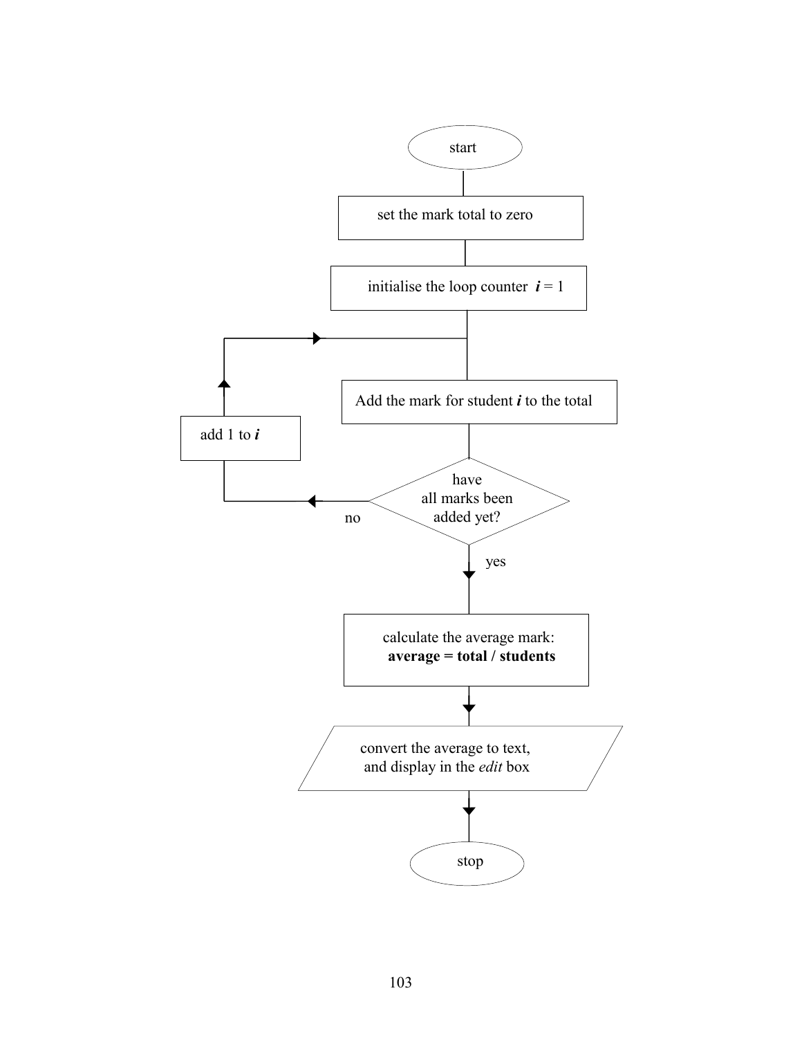start

set the mark total to zero

initialise the loop counter ***i*** = 1

Add the mark for student ***i*** to the total

add 1 to ***i***

have all marks been added yet?

no

yes

calculate the average mark:
**average = total / students**

convert the average to text, and display in the *edit* box

stop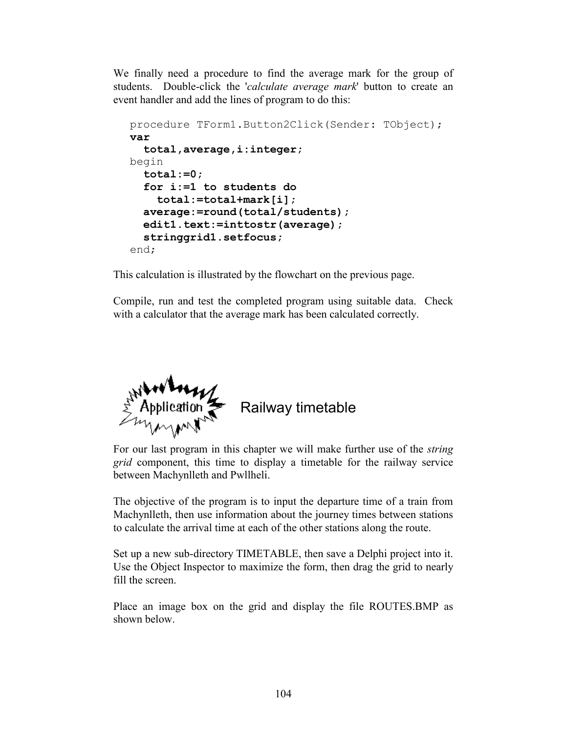We finally need a procedure to find the average mark for the group of students. Double-click the '*calculate average mark*' button to create an event handler and add the lines of program to do this:

```
procedure TForm1.Button2Click(Sender: TObject);
var
  total,average,i:integer;
begin
  total:=0;
  for i:=1 to students do
    total:=total+mark[i];
  average:=round(total/students);
  edit1.text:=inttostr(average);
  stringgrid1.setfocus;
end;
```

This calculation is illustrated by the flowchart on the previous page.

Compile, run and test the completed program using suitable data. Check with a calculator that the average mark has been calculated correctly.

## Application — Railway timetable

For our last program in this chapter we will make further use of the *string grid* component, this time to display a timetable for the railway service between Machynlleth and Pwllheli.

The objective of the program is to input the departure time of a train from Machynlleth, then use information about the journey times between stations to calculate the arrival time at each of the other stations along the route.

Set up a new sub-directory TIMETABLE, then save a Delphi project into it. Use the Object Inspector to maximize the form, then drag the grid to nearly fill the screen.

Place an image box on the grid and display the file ROUTES.BMP as shown below.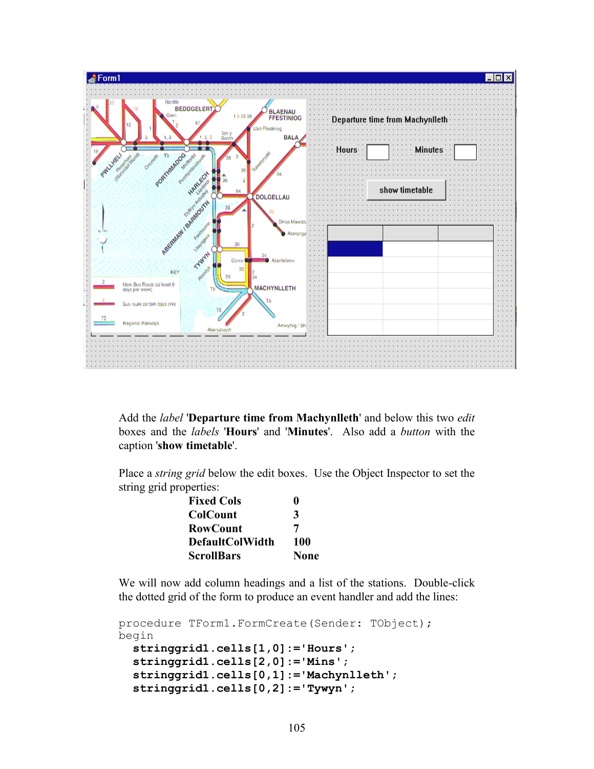Add the *label* '**Departure time from Machynlleth**' and below this two *edit* boxes and the *labels* '**Hours**' and '**Minutes**'. Also add a *button* with the caption '**show timetable**'.

Place a *string grid* below the edit boxes. Use the Object Inspector to set the string grid properties:

| | |
|---|---|
| **Fixed Cols** | **0** |
| **ColCount** | **3** |
| **RowCount** | **7** |
| **DefaultColWidth** | **100** |
| **ScrollBars** | **None** |

We will now add column headings and a list of the stations. Double-click the dotted grid of the form to produce an event handler and add the lines:

```
procedure TForm1.FormCreate(Sender: TObject);
begin
  stringgrid1.cells[1,0]:='Hours';
  stringgrid1.cells[2,0]:='Mins';
  stringgrid1.cells[0,1]:='Machynlleth';
  stringgrid1.cells[0,2]:='Tywyn';
```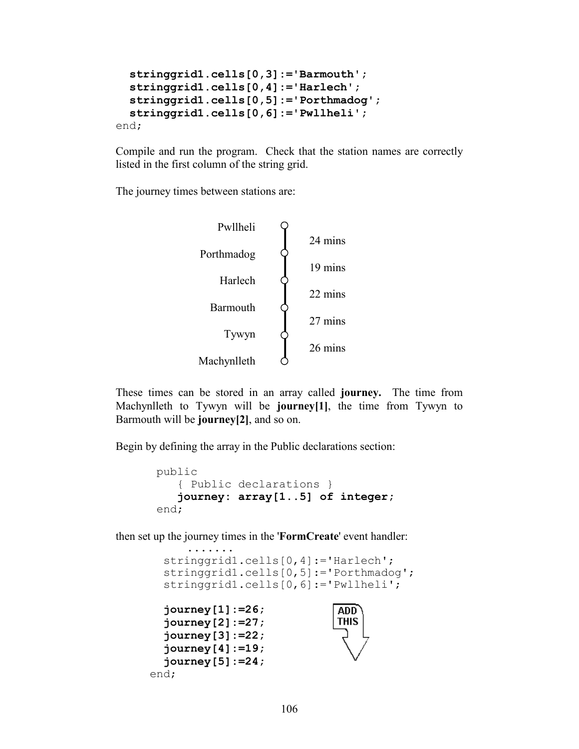```
  stringgrid1.cells[0,3]:='Barmouth';
  stringgrid1.cells[0,4]:='Harlech';
  stringgrid1.cells[0,5]:='Porthmadog';
  stringgrid1.cells[0,6]:='Pwllheli';
end;
```

Compile and run the program. Check that the station names are correctly listed in the first column of the string grid.

The journey times between stations are:

| Station | Journey time |
|---|---|
| Pwllheli | |
| | 24 mins |
| Porthmadog | |
| | 19 mins |
| Harlech | |
| | 22 mins |
| Barmouth | |
| | 27 mins |
| Tywyn | |
| | 26 mins |
| Machynlleth | |

These times can be stored in an array called **journey.** The time from Machynlleth to Tywyn will be **journey[1]**, the time from Tywyn to Barmouth will be **journey[2]**, and so on.

Begin by defining the array in the Public declarations section:

```
public
   { Public declarations }
   journey: array[1..5] of integer;
end;
```

then set up the journey times in the '**FormCreate**' event handler:

```
       .......
  stringgrid1.cells[0,4]:='Harlech';
  stringgrid1.cells[0,5]:='Porthmadog';
  stringgrid1.cells[0,6]:='Pwllheli';

  journey[1]:=26;
  journey[2]:=27;
  journey[3]:=22;
  journey[4]:=19;
  journey[5]:=24;
end;
```

ADD THIS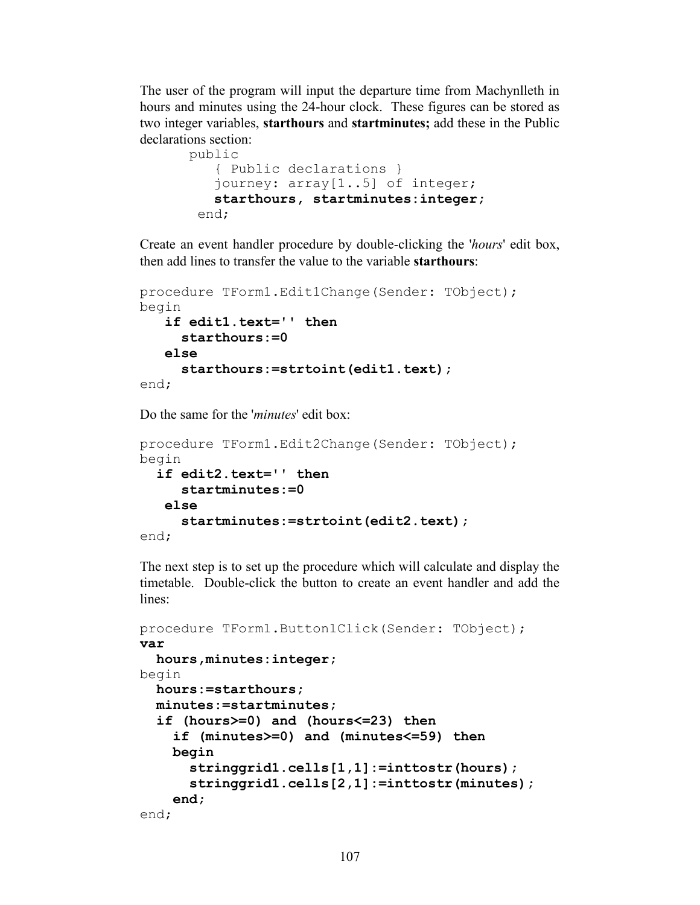The user of the program will input the departure time from Machynlleth in hours and minutes using the 24-hour clock. These figures can be stored as two integer variables, **starthours** and **startminutes;** add these in the Public declarations section:

```
public
   { Public declarations }
   journey: array[1..5] of integer;
   starthours, startminutes:integer;
 end;
```

Create an event handler procedure by double-clicking the '*hours*' edit box, then add lines to transfer the value to the variable **starthours**:

```
procedure TForm1.Edit1Change(Sender: TObject);
begin
   if edit1.text='' then
     starthours:=0
   else
     starthours:=strtoint(edit1.text);
end;
```

Do the same for the '*minutes*' edit box:

```
procedure TForm1.Edit2Change(Sender: TObject);
begin
  if edit2.text='' then
     startminutes:=0
   else
     startminutes:=strtoint(edit2.text);
end;
```

The next step is to set up the procedure which will calculate and display the timetable. Double-click the button to create an event handler and add the lines:

```
procedure TForm1.Button1Click(Sender: TObject);
var
  hours,minutes:integer;
begin
  hours:=starthours;
  minutes:=startminutes;
  if (hours>=0) and (hours<=23) then
    if (minutes>=0) and (minutes<=59) then
    begin
      stringgrid1.cells[1,1]:=inttostr(hours);
      stringgrid1.cells[2,1]:=inttostr(minutes);
    end;
end;
```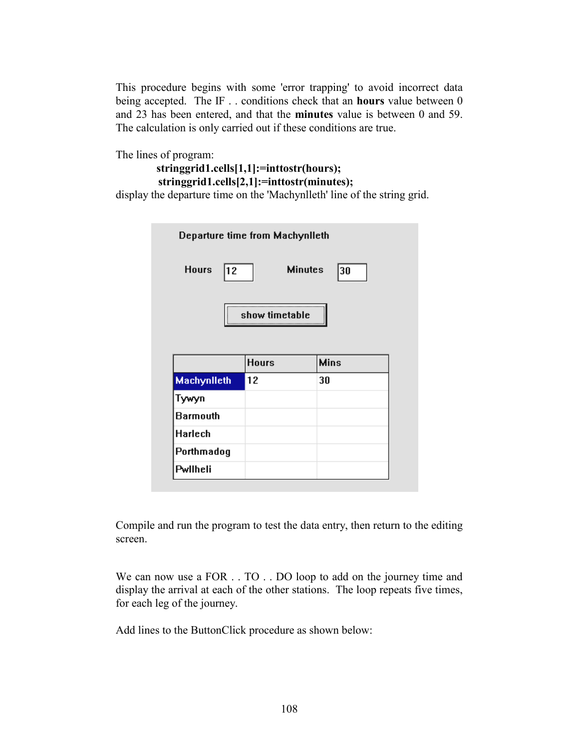This procedure begins with some 'error trapping' to avoid incorrect data being accepted. The IF . . conditions check that an **hours** value between 0 and 23 has been entered, and that the **minutes** value is between 0 and 59. The calculation is only carried out if these conditions are true.

The lines of program:

```
stringgrid1.cells[1,1]:=inttostr(hours);
stringgrid1.cells[2,1]:=inttostr(minutes);
```

display the departure time on the 'Machynlleth' line of the string grid.

Departure time from Machynlleth

Hours 12 Minutes 30

show timetable

| | Hours | Mins |
|---|---|---|
| Machynlleth | 12 | 30 |
| Tywyn | | |
| Barmouth | | |
| Harlech | | |
| Porthmadog | | |
| Pwllheli | | |

Compile and run the program to test the data entry, then return to the editing screen.

We can now use a FOR . . TO . . DO loop to add on the journey time and display the arrival at each of the other stations. The loop repeats five times, for each leg of the journey.

Add lines to the ButtonClick procedure as shown below: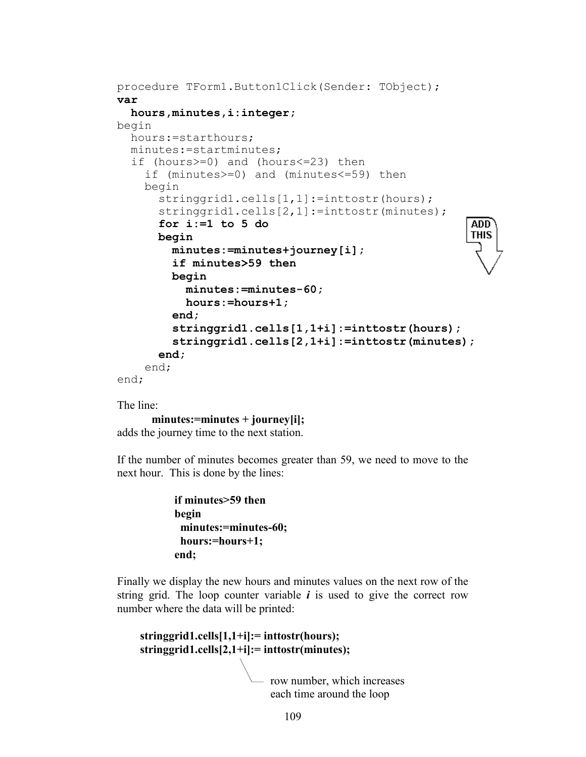```
procedure TForm1.Button1Click(Sender: TObject);
var
  hours,minutes,i:integer;
begin
  hours:=starthours;
  minutes:=startminutes;
  if (hours>=0) and (hours<=23) then
    if (minutes>=0) and (minutes<=59) then
    begin
      stringgrid1.cells[1,1]:=inttostr(hours);
      stringgrid1.cells[2,1]:=inttostr(minutes);
      for i:=1 to 5 do
      begin
        minutes:=minutes+journey[i];
        if minutes>59 then
        begin
          minutes:=minutes-60;
          hours:=hours+1;
        end;
        stringgrid1.cells[1,1+i]:=inttostr(hours);
        stringgrid1.cells[2,1+i]:=inttostr(minutes);
      end;
    end;
end;
```

ADD THIS

The line:

**minutes:=minutes + journey[i];**

adds the journey time to the next station.

If the number of minutes becomes greater than 59, we need to move to the next hour. This is done by the lines:

```
if minutes>59 then
begin
  minutes:=minutes-60;
  hours:=hours+1;
end;
```

Finally we display the new hours and minutes values on the next row of the string grid. The loop counter variable ***i*** is used to give the correct row number where the data will be printed:

```
stringgrid1.cells[1,1+i]:= inttostr(hours);
stringgrid1.cells[2,1+i]:= inttostr(minutes);
```

row number, which increases each time around the loop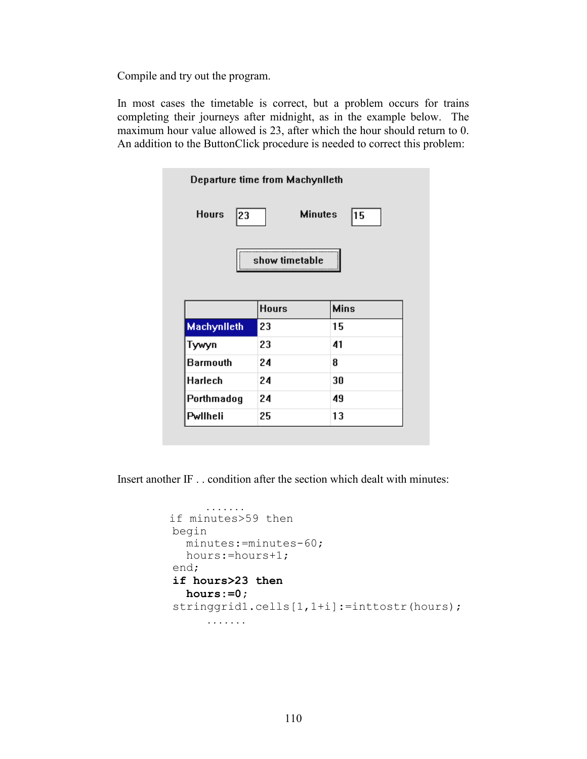Compile and try out the program.

In most cases the timetable is correct, but a problem occurs for trains completing their journeys after midnight, as in the example below. The maximum hour value allowed is 23, after which the hour should return to 0. An addition to the ButtonClick procedure is needed to correct this problem:

Departure time from Machynlleth

Hours 23 Minutes 15

show timetable

| | Hours | Mins |
|---|---|---|
| Machynlleth | 23 | 15 |
| Tywyn | 23 | 41 |
| Barmouth | 24 | 8 |
| Harlech | 24 | 30 |
| Porthmadog | 24 | 49 |
| Pwllheli | 25 | 13 |

Insert another IF . . condition after the section which dealt with minutes:

```
       .......
if minutes>59 then
begin
  minutes:=minutes-60;
  hours:=hours+1;
end;
if hours>23 then
  hours:=0;
stringgrid1.cells[1,1+i]:=inttostr(hours);
       .......
```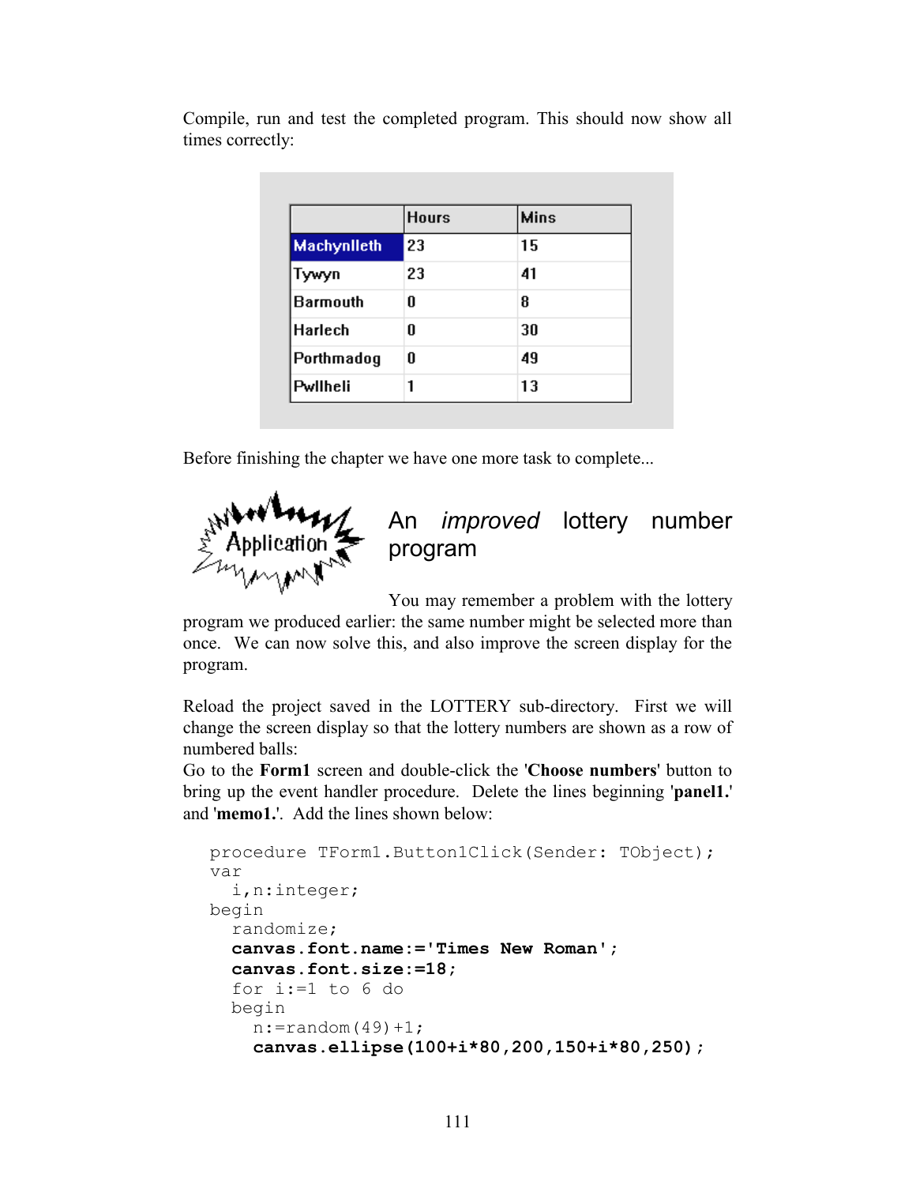Compile, run and test the completed program. This should now show all times correctly:

| | Hours | Mins |
|---|---|---|
| Machynlleth | 23 | 15 |
| Tywyn | 23 | 41 |
| Barmouth | 0 | 8 |
| Harlech | 0 | 30 |
| Porthmadog | 0 | 49 |
| Pwllheli | 1 | 13 |

Before finishing the chapter we have one more task to complete...

Application

## An *improved* lottery number program

You may remember a problem with the lottery program we produced earlier: the same number might be selected more than once. We can now solve this, and also improve the screen display for the program.

Reload the project saved in the LOTTERY sub-directory. First we will change the screen display so that the lottery numbers are shown as a row of numbered balls:

Go to the **Form1** screen and double-click the '**Choose numbers**' button to bring up the event handler procedure. Delete the lines beginning '**panel1.**' and '**memo1.**'. Add the lines shown below:

```
procedure TForm1.Button1Click(Sender: TObject);
var
  i,n:integer;
begin
  randomize;
  canvas.font.name:='Times New Roman';
  canvas.font.size:=18;
  for i:=1 to 6 do
  begin
    n:=random(49)+1;
    canvas.ellipse(100+i*80,200,150+i*80,250);
```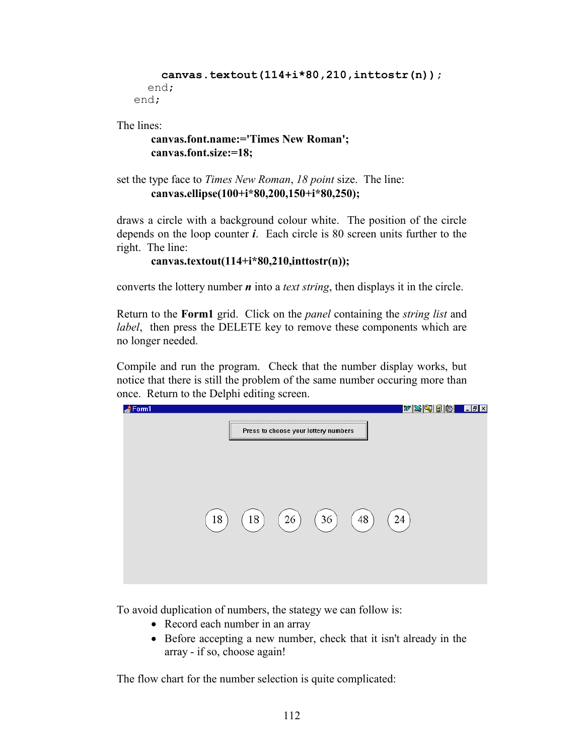```
      canvas.textout(114+i*80,210,inttostr(n));
    end;
  end;
```

The lines:

**canvas.font.name:='Times New Roman';**
**canvas.font.size:=18;**

set the type face to *Times New Roman*, *18 point* size. The line:

**canvas.ellipse(100+i*80,200,150+i*80,250);**

draws a circle with a background colour white. The position of the circle depends on the loop counter ***i***. Each circle is 80 screen units further to the right. The line:

**canvas.textout(114+i*80,210,inttostr(n));**

converts the lottery number ***n*** into a *text string*, then displays it in the circle.

Return to the **Form1** grid. Click on the *panel* containing the *string list* and *label*, then press the DELETE key to remove these components which are no longer needed.

Compile and run the program. Check that the number display works, but notice that there is still the problem of the same number occuring more than once. Return to the Delphi editing screen.

To avoid duplication of numbers, the stategy we can follow is:

- Record each number in an array
- Before accepting a new number, check that it isn't already in the array - if so, choose again!

The flow chart for the number selection is quite complicated: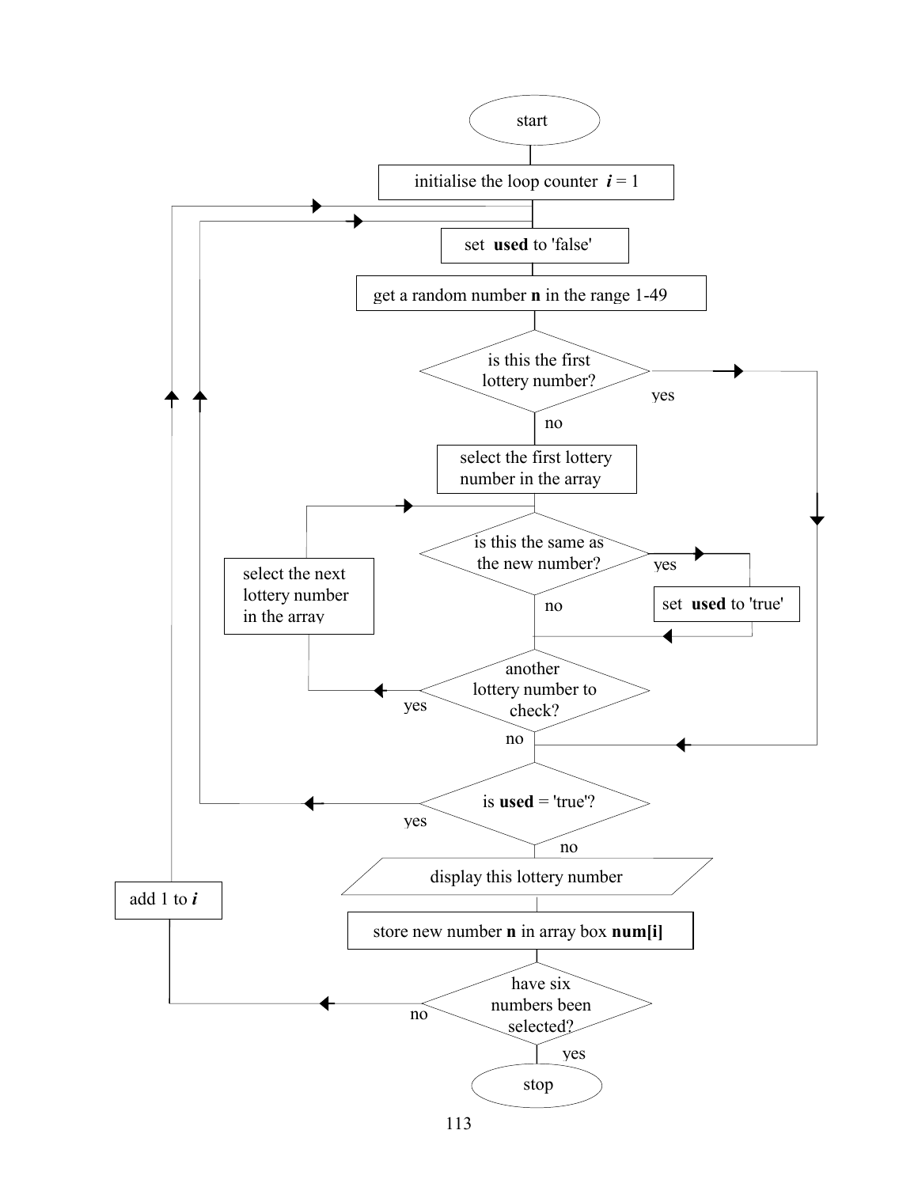start

initialise the loop counter ***i*** = 1

set **used** to 'false'

get a random number **n** in the range 1-49

is this the first lottery number?

yes

no

select the first lottery number in the array

is this the same as the new number?

yes

set **used** to 'true'

no

select the next lottery number in the array

another lottery number to check?

yes

no

is **used** = 'true'?

yes

no

display this lottery number

add 1 to ***i***

store new number **n** in array box **num[i]**

have six numbers been selected?

no

yes

stop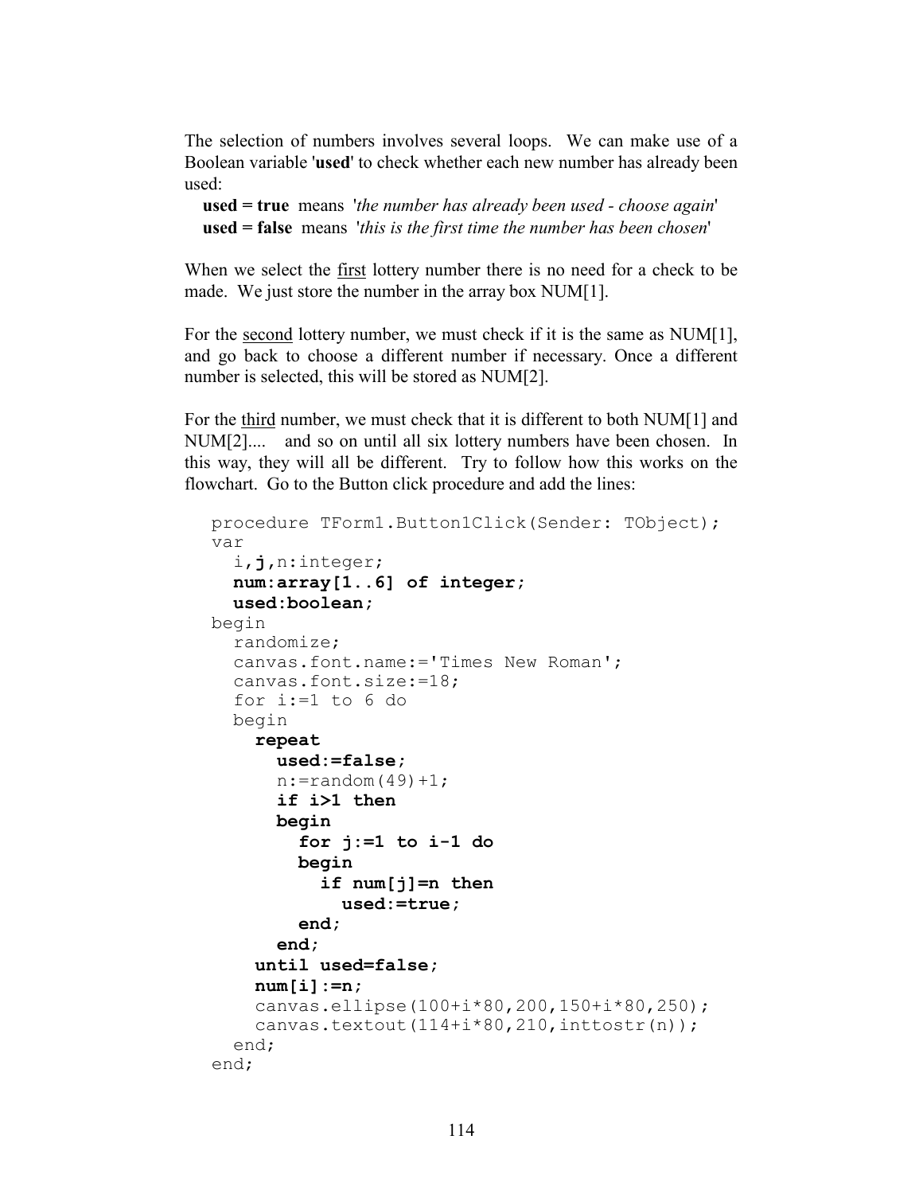The selection of numbers involves several loops. We can make use of a Boolean variable '**used**' to check whether each new number has already been used:

**used = true** means '*the number has already been used - choose again*'
**used = false** means '*this is the first time the number has been chosen*'

When we select the first lottery number there is no need for a check to be made. We just store the number in the array box NUM[1].

For the second lottery number, we must check if it is the same as NUM[1], and go back to choose a different number if necessary. Once a different number is selected, this will be stored as NUM[2].

For the third number, we must check that it is different to both NUM[1] and NUM[2].... and so on until all six lottery numbers have been chosen. In this way, they will all be different. Try to follow how this works on the flowchart. Go to the Button click procedure and add the lines:

```
procedure TForm1.Button1Click(Sender: TObject);
var
  i,j,n:integer;
  num:array[1..6] of integer;
  used:boolean;
begin
  randomize;
  canvas.font.name:='Times New Roman';
  canvas.font.size:=18;
  for i:=1 to 6 do
  begin
    repeat
      used:=false;
      n:=random(49)+1;
      if i>1 then
      begin
        for j:=1 to i-1 do
        begin
          if num[j]=n then
            used:=true;
        end;
      end;
    until used=false;
    num[i]:=n;
    canvas.ellipse(100+i*80,200,150+i*80,250);
    canvas.textout(114+i*80,210,inttostr(n));
  end;
end;
```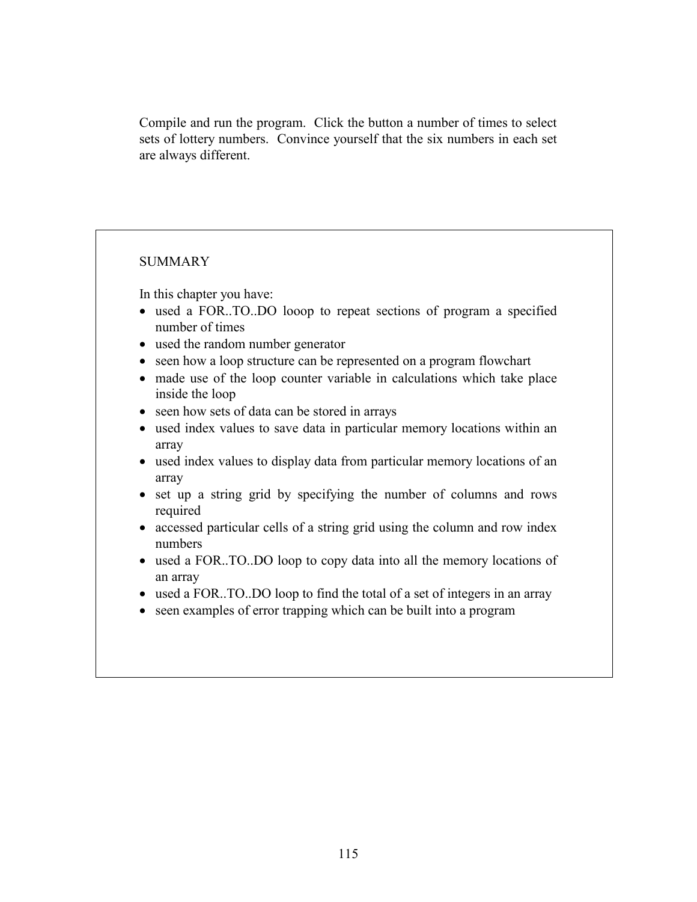Compile and run the program. Click the button a number of times to select sets of lottery numbers. Convince yourself that the six numbers in each set are always different.

SUMMARY

In this chapter you have:

- used a FOR..TO..DO looop to repeat sections of program a specified number of times
- used the random number generator
- seen how a loop structure can be represented on a program flowchart
- made use of the loop counter variable in calculations which take place inside the loop
- seen how sets of data can be stored in arrays
- used index values to save data in particular memory locations within an array
- used index values to display data from particular memory locations of an array
- set up a string grid by specifying the number of columns and rows required
- accessed particular cells of a string grid using the column and row index numbers
- used a FOR..TO..DO loop to copy data into all the memory locations of an array
- used a FOR..TO..DO loop to find the total of a set of integers in an array
- seen examples of error trapping which can be built into a program